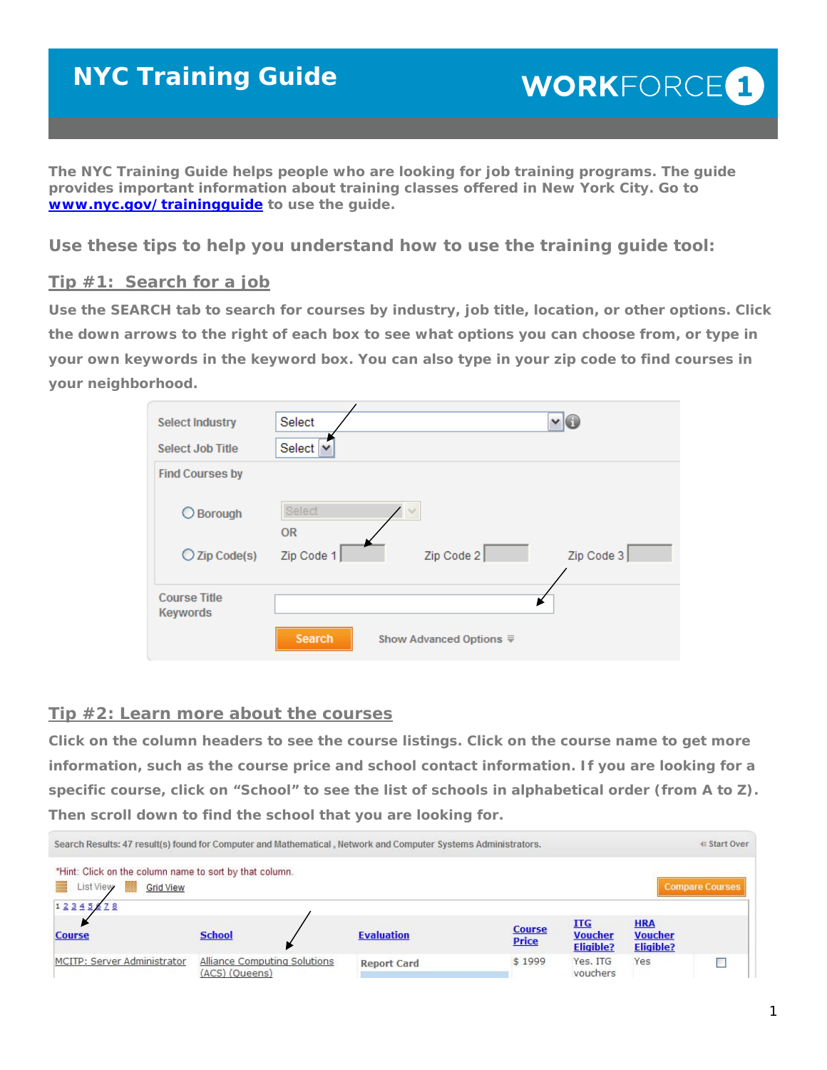# NYC Training Guide

WORKFORCE1

The NYC Training Guide helps people who are looking for job training programs. The guide provides important information about training classes offered in New York City. Go to **www.nyc.gov/trainingguide** to use the guide.

## Use these tips to help you understand how to use the training guide tool:

### Tip #1: Search for a job

Use the SEARCH tab to search for courses by industry, job title, location, or other options. Click the down arrows to the right of each box to see what options you can choose from, or type in your own keywords in the keyword box. You can also type in your zip code to find courses in your neighborhood.

Select Industry: Select
Select Job Title: Select

Find Courses by
- Borough: Select
- OR
- Zip Code(s): Zip Code 1, Zip Code 2, Zip Code 3

Course Title Keywords

Search | Show Advanced Options

### Tip #2: Learn more about the courses

Click on the column headers to see the course listings. Click on the course name to get more information, such as the course price and school contact information. If you are looking for a specific course, click on "School" to see the list of schools in alphabetical order (from A to Z). Then scroll down to find the school that you are looking for.

Search Results: 47 result(s) found for Computer and Mathematical , Network and Computer Systems Administrators. | Start Over

*Hint: Click on the column name to sort by that column.

List View | Grid View | Compare Courses

1 2 3 4 5 6 7 8

| Course | School | Evaluation | Course Price | ITG Voucher Eligible? | HRA Voucher Eligible? | |
|---|---|---|---|---|---|---|
| MCITP: Server Administrator | Alliance Computing Solutions (ACS) (Queens) | Report Card | $ 1999 | Yes. ITG vouchers | Yes | ☐ |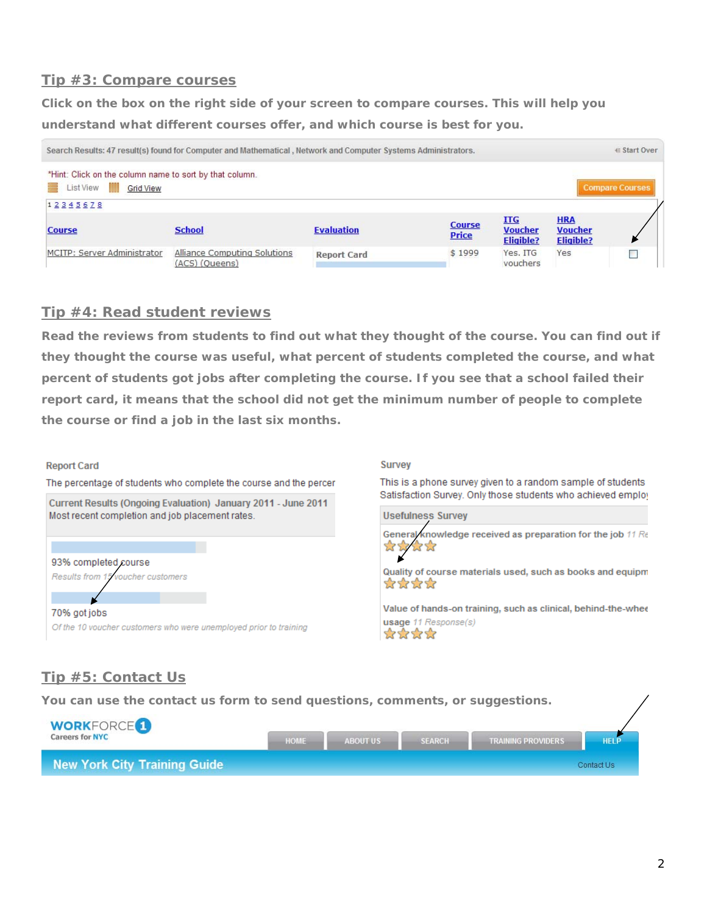## Tip #3: Compare courses

**Click on the box on the right side of your screen to compare courses. This will help you understand what different courses offer, and which course is best for you.**

Search Results: 47 result(s) found for Computer and Mathematical , Network and Computer Systems Administrators.

Start Over

*Hint: Click on the column name to sort by that column.

List View | Grid View

Compare Courses

1 2 3 4 5 6 7 8

| Course | School | Evaluation | Course Price | ITG Voucher Eligible? | HRA Voucher Eligible? | |
|---|---|---|---|---|---|---|
| MCITP: Server Administrator | Alliance Computing Solutions (ACS) (Queens) | Report Card | $ 1999 | Yes. ITG vouchers | Yes | ☐ |

## Tip #4: Read student reviews

**Read the reviews from students to find out what they thought of the course. You can find out if they thought the course was useful, what percent of students completed the course, and what percent of students got jobs after completing the course. If you see that a school failed their report card, it means that the school did not get the minimum number of people to complete the course or find a job in the last six months.**

Report Card

The percentage of students who complete the course and the percer

Current Results (Ongoing Evaluation) January 2011 - June 2011

Most recent completion and job placement rates.

93% completed course

*Results from 15 voucher customers*

70% got jobs

*Of the 10 voucher customers who were unemployed prior to training*

Survey

This is a phone survey given to a random sample of students Satisfaction Survey. Only those students who achieved emplo

Usefulness Survey

General knowledge received as preparation for the job 11 Re

Quality of course materials used, such as books and equipm

Value of hands-on training, such as clinical, behind-the-whee usage 11 Response(s)

## Tip #5: Contact Us

**You can use the contact us form to send questions, comments, or suggestions.**

WORKFORCE1 Careers for NYC

HOME | ABOUT US | SEARCH | TRAINING PROVIDERS | HELP

New York City Training Guide

Contact Us